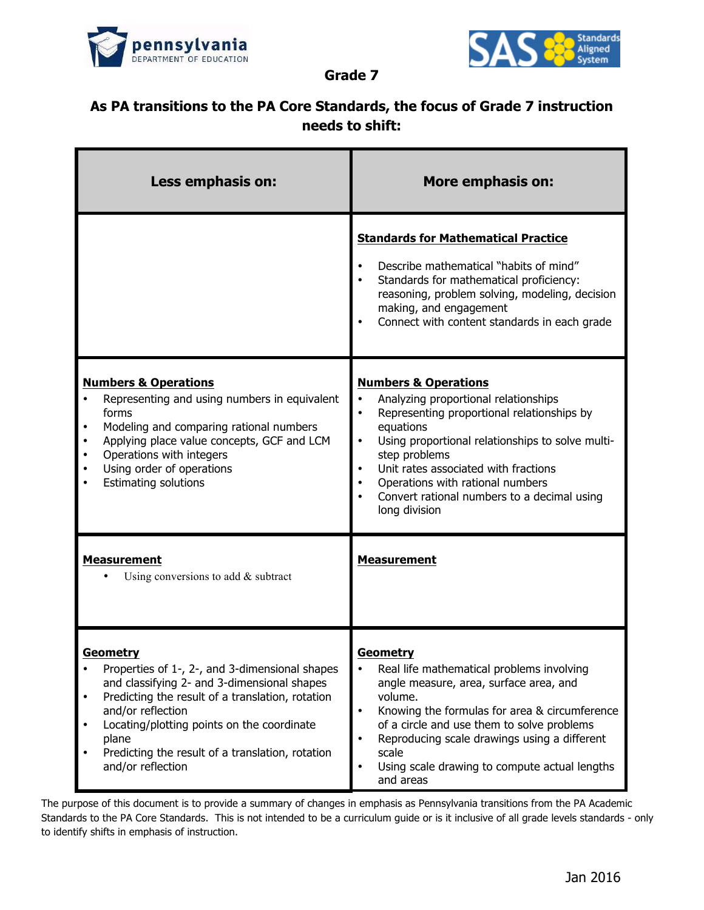## Grade 7

### As PA transitions to the PA Core Standards, the focus of Grade 7 instruction needs to shift:

| Less emphasis on: | More emphasis on: |
|---|---|
| | **Standards for Mathematical Practice**<br>• Describe mathematical “habits of mind”<br>• Standards for mathematical proficiency: reasoning, problem solving, modeling, decision making, and engagement<br>• Connect with content standards in each grade |
| **Numbers & Operations**<br>• Representing and using numbers in equivalent forms<br>• Modeling and comparing rational numbers<br>• Applying place value concepts, GCF and LCM<br>• Operations with integers<br>• Using order of operations<br>• Estimating solutions | **Numbers & Operations**<br>• Analyzing proportional relationships<br>• Representing proportional relationships by equations<br>• Using proportional relationships to solve multi-step problems<br>• Unit rates associated with fractions<br>• Operations with rational numbers<br>• Convert rational numbers to a decimal using long division |
| **Measurement**<br>• Using conversions to add & subtract | **Measurement** |
| **Geometry**<br>• Properties of 1-, 2-, and 3-dimensional shapes and classifying 2- and 3-dimensional shapes<br>• Predicting the result of a translation, rotation and/or reflection<br>• Locating/plotting points on the coordinate plane<br>• Predicting the result of a translation, rotation and/or reflection | **Geometry**<br>• Real life mathematical problems involving angle measure, area, surface area, and volume.<br>• Knowing the formulas for area & circumference of a circle and use them to solve problems<br>• Reproducing scale drawings using a different scale<br>• Using scale drawing to compute actual lengths and areas |

The purpose of this document is to provide a summary of changes in emphasis as Pennsylvania transitions from the PA Academic Standards to the PA Core Standards. This is not intended to be a curriculum guide or is it inclusive of all grade levels standards - only to identify shifts in emphasis of instruction.

Jan 2016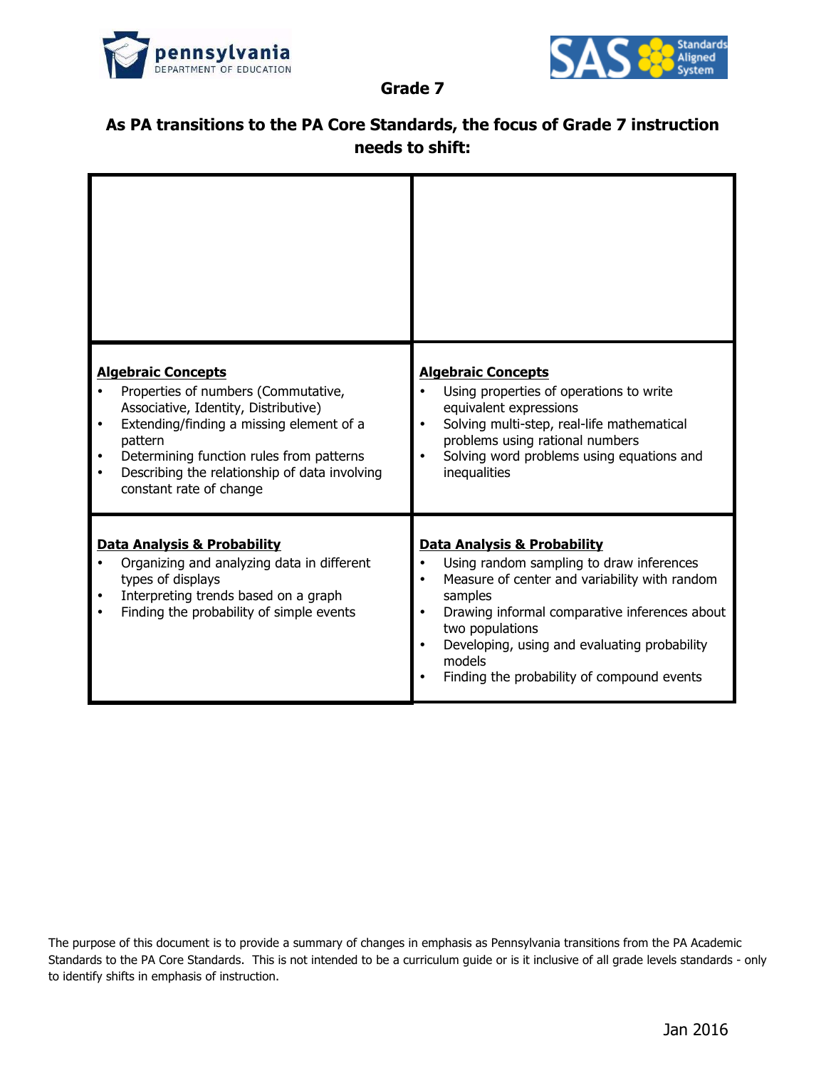## Grade 7

### As PA transitions to the PA Core Standards, the focus of Grade 7 instruction needs to shift:

| | |
|---|---|
| | |
| **Algebraic Concepts**<br>• Properties of numbers (Commutative, Associative, Identity, Distributive)<br>• Extending/finding a missing element of a pattern<br>• Determining function rules from patterns<br>• Describing the relationship of data involving constant rate of change | **Algebraic Concepts**<br>• Using properties of operations to write equivalent expressions<br>• Solving multi-step, real-life mathematical problems using rational numbers<br>• Solving word problems using equations and inequalities |
| **Data Analysis & Probability**<br>• Organizing and analyzing data in different types of displays<br>• Interpreting trends based on a graph<br>• Finding the probability of simple events | **Data Analysis & Probability**<br>• Using random sampling to draw inferences<br>• Measure of center and variability with random samples<br>• Drawing informal comparative inferences about two populations<br>• Developing, using and evaluating probability models<br>• Finding the probability of compound events |

The purpose of this document is to provide a summary of changes in emphasis as Pennsylvania transitions from the PA Academic Standards to the PA Core Standards. This is not intended to be a curriculum guide or is it inclusive of all grade levels standards - only to identify shifts in emphasis of instruction.

Jan 2016